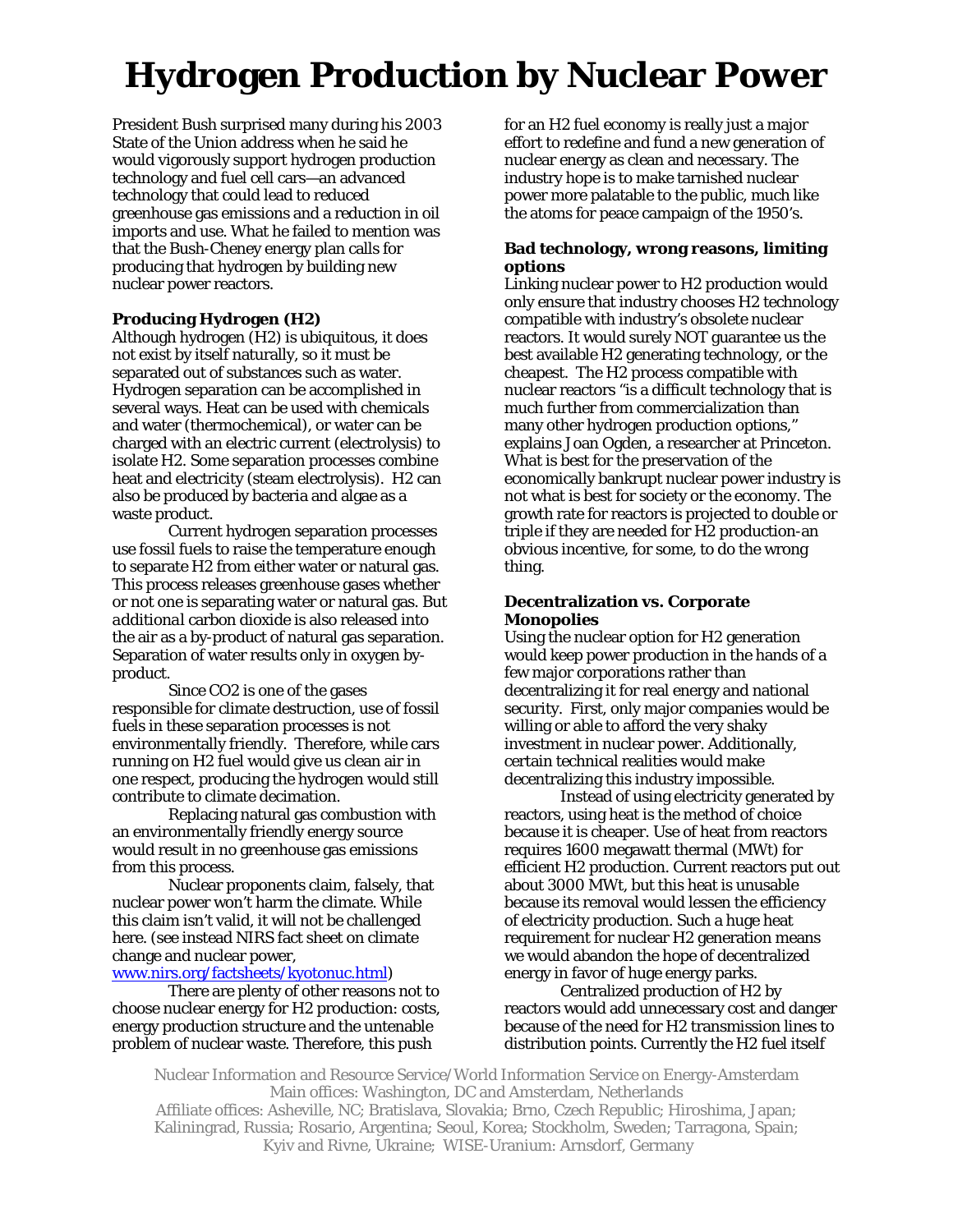# Hydrogen Production by Nuclear Power

President Bush surprised many during his 2003 State of the Union address when he said he would vigorously support hydrogen production technology and fuel cell cars—an advanced technology that could lead to reduced greenhouse gas emissions and a reduction in oil imports and use. What he failed to mention was that the Bush-Cheney energy plan calls for producing that hydrogen by building new nuclear power reactors.

### Producing Hydrogen (H2)

Although hydrogen (H2) is ubiquitous, it does not exist by itself naturally, so it must be separated out of substances such as water. Hydrogen separation can be accomplished in several ways. Heat can be used with chemicals and water (thermochemical), or water can be charged with an electric current (electrolysis) to isolate H2. Some separation processes combine heat and electricity (steam electrolysis). H2 can also be produced by bacteria and algae as a waste product.

Current hydrogen separation processes use fossil fuels to raise the temperature enough to separate H2 from either water or natural gas. This process releases greenhouse gases whether or not one is separating water or natural gas. But *additional* carbon dioxide is also released into the air as a by-product of natural gas separation. Separation of water results only in oxygen by-product.

Since CO2 is one of the gases responsible for climate destruction, use of fossil fuels in these separation processes is not environmentally friendly. Therefore, while cars running on H2 fuel would give us clean air in one respect, producing the hydrogen would still contribute to climate decimation.

Replacing natural gas combustion with an environmentally friendly energy source would result in no greenhouse gas emissions from this process.

Nuclear proponents claim, falsely, that nuclear power won't harm the climate. While this claim isn't valid, it will not be challenged here. (see instead NIRS fact sheet on climate change and nuclear power, [www.nirs.org/factsheets/kyotonuc.html](www.nirs.org/factsheets/kyotonuc.html))

There are plenty of other reasons not to choose nuclear energy for H2 production: costs, energy production structure and the untenable problem of nuclear waste. Therefore, this push for an H2 fuel economy is really just a major effort to redefine and fund a new generation of nuclear energy as clean and necessary. The industry hope is to make tarnished nuclear power more palatable to the public, much like the atoms for peace campaign of the 1950's.

### Bad technology, wrong reasons, limiting options

Linking nuclear power to H2 production would only ensure that industry chooses H2 technology compatible with industry's obsolete nuclear reactors. It would surely NOT guarantee us the best available H2 generating technology, or the cheapest. The H2 process compatible with nuclear reactors "is a difficult technology that is much further from commercialization than many other hydrogen production options," explains Joan Ogden, a researcher at Princeton. What is best for the preservation of the economically bankrupt nuclear power industry is not what is best for society or the economy. The growth rate for reactors is projected to double or triple if they are needed for H2 production-an obvious incentive, for some, to do the wrong thing.

### Decentralization vs. Corporate Monopolies

Using the nuclear option for H2 generation would keep power production in the hands of a few major corporations rather than decentralizing it for real energy and national security. First, only major companies would be willing or able to afford the very shaky investment in nuclear power. Additionally, certain technical realities would make decentralizing this industry impossible.

Instead of using electricity generated by reactors, using heat is the method of choice because it is cheaper. Use of heat from reactors requires 1600 megawatt thermal (MWt) for efficient H2 production. Current reactors put out about 3000 MWt, but this heat is unusable because its removal would lessen the efficiency of electricity production. Such a huge heat requirement for nuclear H2 generation means we would abandon the hope of decentralized energy in favor of huge energy parks.

Centralized production of H2 by reactors would add unnecessary cost and danger because of the need for H2 transmission lines to distribution points. Currently the H2 fuel itself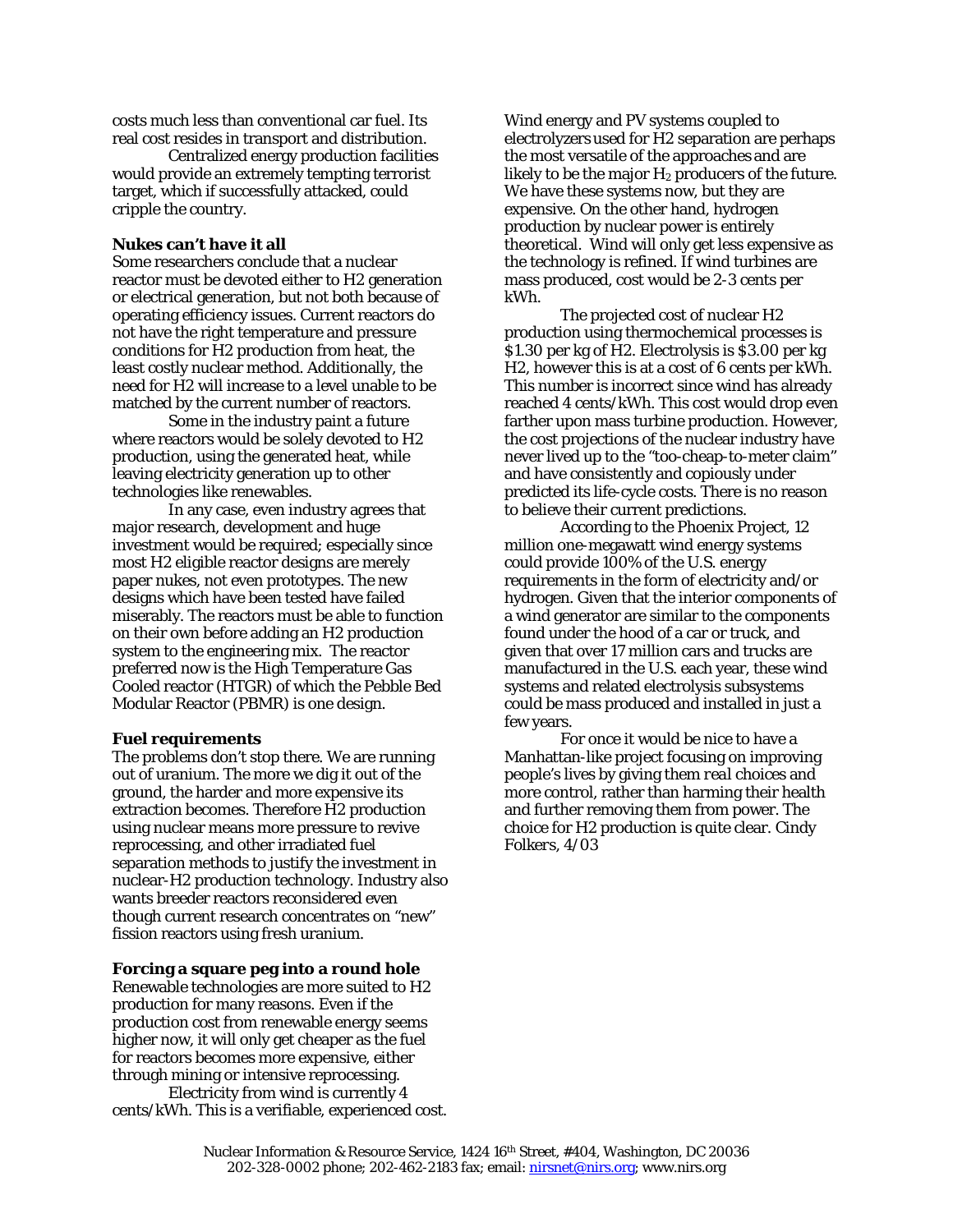costs much less than conventional car fuel. Its real cost resides in transport and distribution.

Centralized energy production facilities would provide an extremely tempting terrorist target, which if successfully attacked, could cripple the country.

**Nukes can't have it all**

Some researchers conclude that a nuclear reactor must be devoted either to H2 generation or electrical generation, but not both because of operating efficiency issues. Current reactors do not have the right temperature and pressure conditions for H2 production from heat, the least costly nuclear method. Additionally, the need for H2 will increase to a level unable to be matched by the current number of reactors.

Some in the industry paint a future where reactors would be solely devoted to H2 production, using the generated heat, while leaving electricity generation up to other technologies like renewables.

In any case, even industry agrees that major research, development and huge investment would be required; especially since most H2 eligible reactor designs are merely paper nukes, not even prototypes. The new designs which have been tested have failed miserably. The reactors must be able to function on their own before adding an H2 production system to the engineering mix. The reactor preferred now is the High Temperature Gas Cooled reactor (HTGR) of which the Pebble Bed Modular Reactor (PBMR) is one design.

**Fuel requirements**

The problems don't stop there. We are running out of uranium. The more we dig it out of the ground, the harder and more expensive its extraction becomes. Therefore H2 production using nuclear means more pressure to revive reprocessing, and other irradiated fuel separation methods to justify the investment in nuclear-H2 production technology. Industry also wants breeder reactors reconsidered even though current research concentrates on "new" fission reactors using fresh uranium.

**Forcing a square peg into a round hole**

Renewable technologies are more suited to H2 production for many reasons. Even if the production cost from renewable energy seems higher now, it will only get cheaper as the fuel for reactors becomes more expensive, either through mining or intensive reprocessing.

Electricity from wind is currently 4 cents/kWh. This is a verifiable, experienced cost. Wind energy and PV systems coupled to electrolyzers used for H2 separation are perhaps the most versatile of the approaches and are likely to be the major $H_2$ producers of the future. We have these systems now, but they are expensive. On the other hand, hydrogen production by nuclear power is entirely theoretical. Wind will only get less expensive as the technology is refined. If wind turbines are mass produced, cost would be 2-3 cents per kWh.

The projected cost of nuclear H2 production using thermochemical processes is $1.30 per kg of H2. Electrolysis is $3.00 per kg H2, however this is at a cost of 6 cents per kWh. This number is incorrect since wind has already reached 4 cents/kWh. This cost would drop even farther upon mass turbine production. However, the cost projections of the nuclear industry have never lived up to the "too-cheap-to-meter claim" and have consistently and copiously under predicted its life-cycle costs. There is no reason to believe their current predictions.

According to the Phoenix Project, 12 million one-megawatt wind energy systems could provide 100% of the U.S. energy requirements in the form of electricity and/or hydrogen. Given that the interior components of a wind generator are similar to the components found under the hood of a car or truck, and given that over 17 million cars and trucks are manufactured in the U.S. each year, these wind systems and related electrolysis subsystems could be mass produced and installed in just a few years.

For once it would be nice to have a Manhattan-like project focusing on improving people's lives by giving them real choices and more control, rather than harming their health and further removing them from power. The choice for H2 production is quite clear. Cindy Folkers, 4/03

Nuclear Information & Resource Service, 1424 16th Street, #404, Washington, DC 20036
202-328-0002 phone; 202-462-2183 fax; email: nirsnet@nirs.org; www.nirs.org